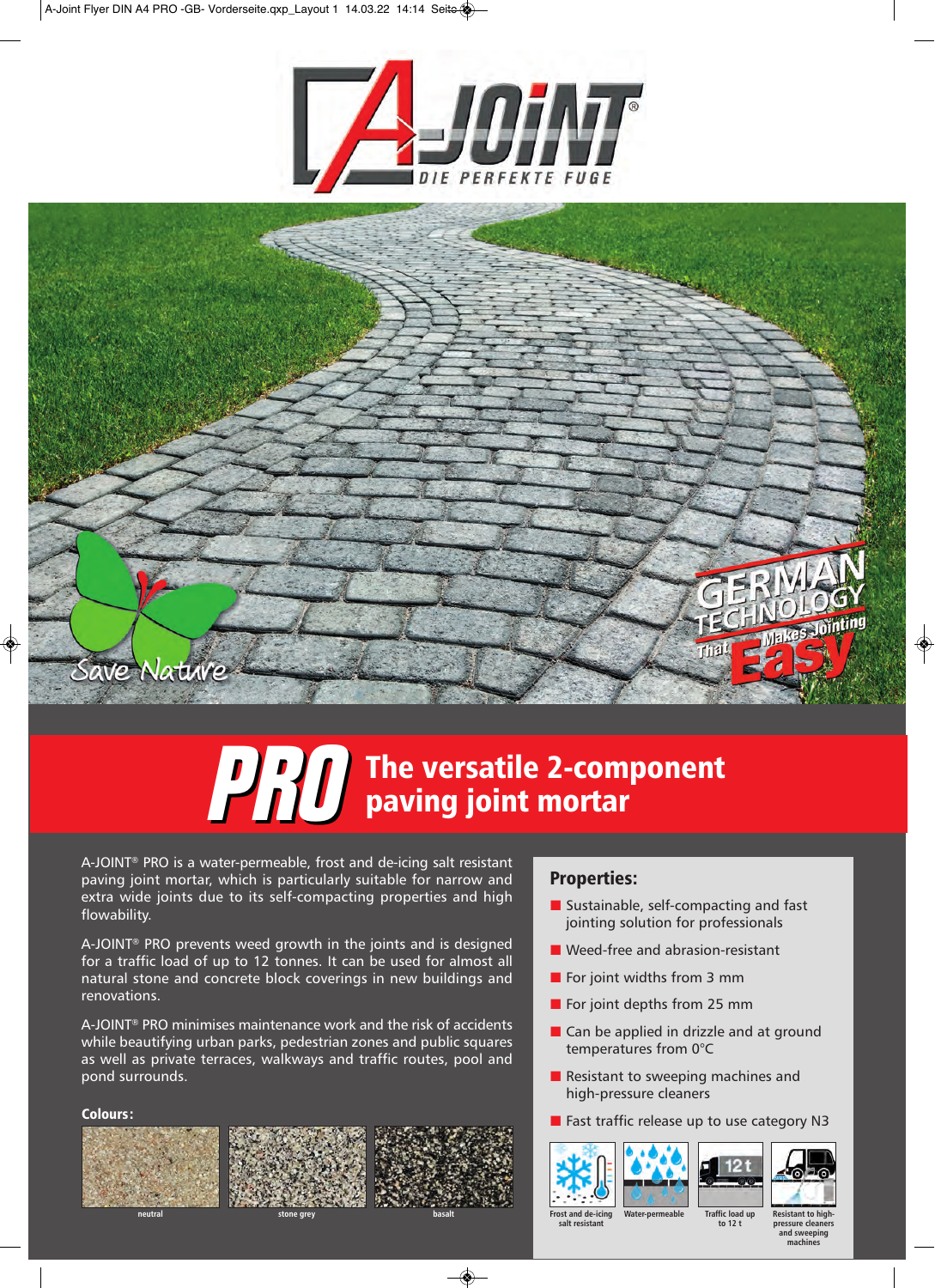# A-JOINT®

DIE PERFEKTE FUGE

Save Nature

GERMAN TECHNOLOGY That Makes Jointing Easy

# PRO The versatile 2-component paving joint mortar

A-JOINT® PRO is a water-permeable, frost and de-icing salt resistant paving joint mortar, which is particularly suitable for narrow and extra wide joints due to its self-compacting properties and high flowability.

A-JOINT® PRO prevents weed growth in the joints and is designed for a traffic load of up to 12 tonnes. It can be used for almost all natural stone and concrete block coverings in new buildings and renovations.

A-JOINT® PRO minimises maintenance work and the risk of accidents while beautifying urban parks, pedestrian zones and public squares as well as private terraces, walkways and traffic routes, pool and pond surrounds.

**Colours:**

neutral | stone grey | basalt

## Properties:

- Sustainable, self-compacting and fast jointing solution for professionals
- Weed-free and abrasion-resistant
- For joint widths from 3 mm
- For joint depths from 25 mm
- Can be applied in drizzle and at ground temperatures from 0°C
- Resistant to sweeping machines and high-pressure cleaners
- Fast traffic release up to use category N3

Frost and de-icing salt resistant | Water-permeable | Traffic load up to 12 t | Resistant to high-pressure cleaners and sweeping machines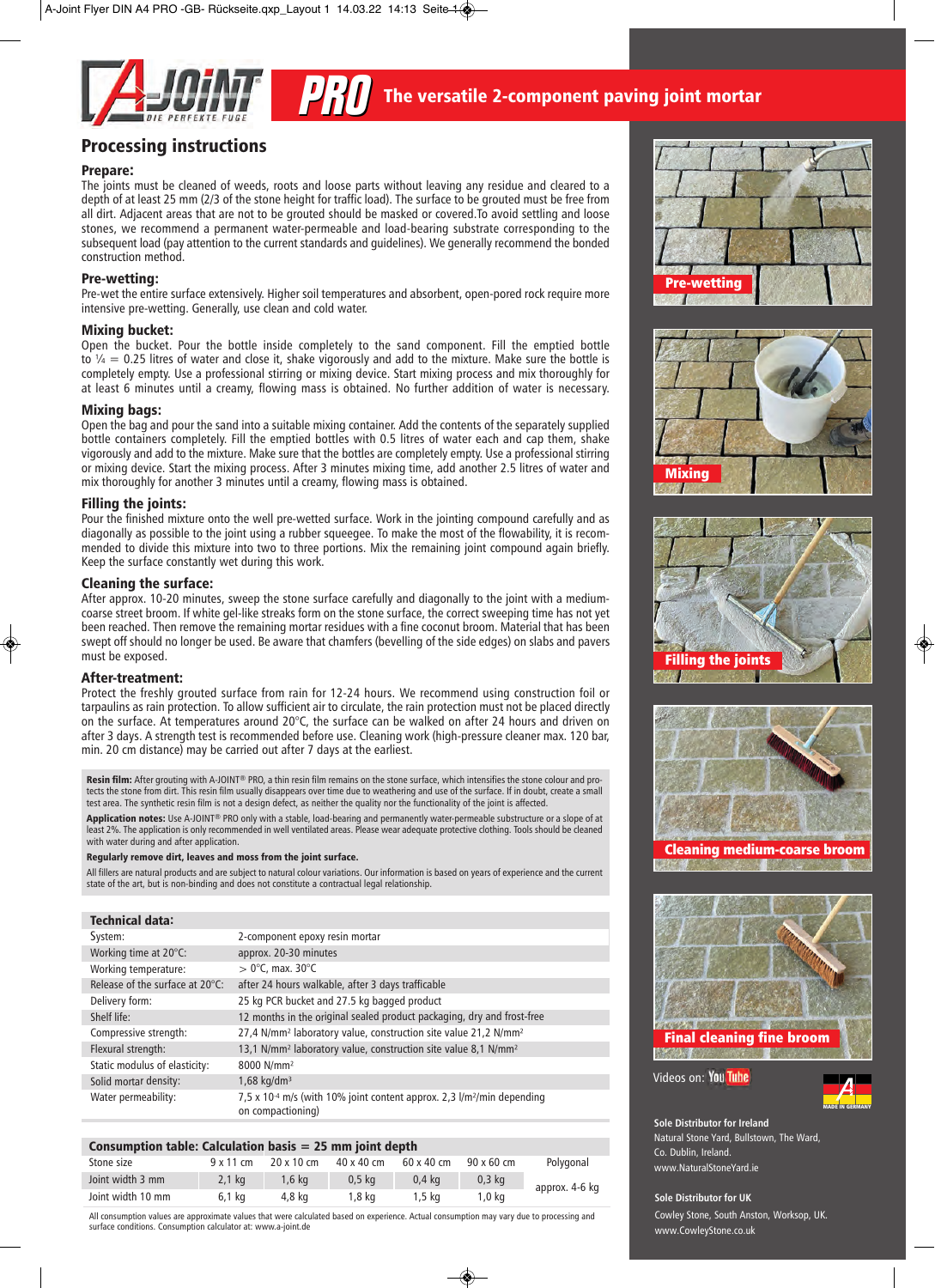# PRO The versatile 2-component paving joint mortar

## Processing instructions

### Prepare:

The joints must be cleaned of weeds, roots and loose parts without leaving any residue and cleared to a depth of at least 25 mm (2/3 of the stone height for traffic load). The surface to be grouted must be free from all dirt. Adjacent areas that are not to be grouted should be masked or covered.To avoid settling and loose stones, we recommend a permanent water-permeable and load-bearing substrate corresponding to the subsequent load (pay attention to the current standards and guidelines). We generally recommend the bonded construction method.

### Pre-wetting:

Pre-wet the entire surface extensively. Higher soil temperatures and absorbent, open-pored rock require more intensive pre-wetting. Generally, use clean and cold water.

### Mixing bucket:

Open the bucket. Pour the bottle inside completely to the sand component. Fill the emptied bottle to ¼ = 0.25 litres of water and close it, shake vigorously and add to the mixture. Make sure the bottle is completely empty. Use a professional stirring or mixing device. Start mixing process and mix thoroughly for at least 6 minutes until a creamy, flowing mass is obtained. No further addition of water is necessary.

### Mixing bags:

Open the bag and pour the sand into a suitable mixing container. Add the contents of the separately supplied bottle containers completely. Fill the emptied bottles with 0.5 litres of water each and cap them, shake vigorously and add to the mixture. Make sure that the bottles are completely empty. Use a professional stirring or mixing device. Start the mixing process. After 3 minutes mixing time, add another 2.5 litres of water and mix thoroughly for another 3 minutes until a creamy, flowing mass is obtained.

### Filling the joints:

Pour the finished mixture onto the well pre-wetted surface. Work in the jointing compound carefully and as diagonally as possible to the joint using a rubber squeegee. To make the most of the flowability, it is recommended to divide this mixture into two to three portions. Mix the remaining joint compound again briefly. Keep the surface constantly wet during this work.

### Cleaning the surface:

After approx. 10-20 minutes, sweep the stone surface carefully and diagonally to the joint with a medium-coarse street broom. If white gel-like streaks form on the stone surface, the correct sweeping time has not yet been reached. Then remove the remaining mortar residues with a fine coconut broom. Material that has been swept off should no longer be used. Be aware that chamfers (bevelling of the side edges) on slabs and pavers must be exposed.

### After-treatment:

Protect the freshly grouted surface from rain for 12-24 hours. We recommend using construction foil or tarpaulins as rain protection. To allow sufficient air to circulate, the rain protection must not be placed directly on the surface. At temperatures around 20°C, the surface can be walked on after 24 hours and driven on after 3 days. A strength test is recommended before use. Cleaning work (high-pressure cleaner max. 120 bar, min. 20 cm distance) may be carried out after 7 days at the earliest.

**Resin film:** After grouting with A-JOINT® PRO, a thin resin film remains on the stone surface, which intensifies the stone colour and protects the stone from dirt. This resin film usually disappears over time due to weathering and use of the surface. If in doubt, create a small test area. The synthetic resin film is not a design defect, as neither the quality nor the functionality of the joint is affected.

**Application notes:** Use A-JOINT® PRO only with a stable, load-bearing and permanently water-permeable substructure or a slope of at least 2%. The application is only recommended in well ventilated areas. Please wear adequate protective clothing. Tools should be cleaned with water during and after application.

**Regularly remove dirt, leaves and moss from the joint surface.**

All fillers are natural products and are subject to natural colour variations. Our information is based on years of experience and the current state of the art, but is non-binding and does not constitute a contractual legal relationship.

| Technical data: | |
|---|---|
| System: | 2-component epoxy resin mortar |
| Working time at 20°C: | approx. 20-30 minutes |
| Working temperature: | > 0°C, max. 30°C |
| Release of the surface at 20°C: | after 24 hours walkable, after 3 days trafficable |
| Delivery form: | 25 kg PCR bucket and 27.5 kg bagged product |
| Shelf life: | 12 months in the original sealed product packaging, dry and frost-free |
| Compressive strength: | 27,4 N/mm² laboratory value, construction site value 21,2 N/mm² |
| Flexural strength: | 13,1 N/mm² laboratory value, construction site value 8,1 N/mm² |
| Static modulus of elasticity: | 8000 N/mm² |
| Solid mortar density: | 1,68 kg/dm³ |
| Water permeability: | $7{,}5 \times 10^{-4}$ m/s (with 10% joint content approx. 2,3 l/m²/min depending on compactioning) |

| Consumption table: Calculation basis = 25 mm joint depth | | | | | | |
|---|---|---|---|---|---|---|
| Stone size | 9 x 11 cm | 20 x 10 cm | 40 x 40 cm | 60 x 40 cm | 90 x 60 cm | Polygonal |
| Joint width 3 mm | 2,1 kg | 1,6 kg | 0,5 kg | 0,4 kg | 0,3 kg | approx. 4-6 kg |
| Joint width 10 mm | 6,1 kg | 4,8 kg | 1,8 kg | 1,5 kg | 1,0 kg | |

All consumption values are approximate values that were calculated based on experience. Actual consumption may vary due to processing and surface conditions. Consumption calculator at: www.a-joint.de

Pre-wetting

Mixing

Filling the joints

Cleaning medium-coarse broom

Final cleaning fine broom

Videos on: YouTube

MADE IN GERMANY

**Sole Distributor for Ireland**
Natural Stone Yard, Bullstown, The Ward, Co. Dublin, Ireland.
www.NaturalStoneYard.ie

**Sole Distributor for UK**
Cowley Stone, South Anston, Worksop, UK.
www.CowleyStone.co.uk